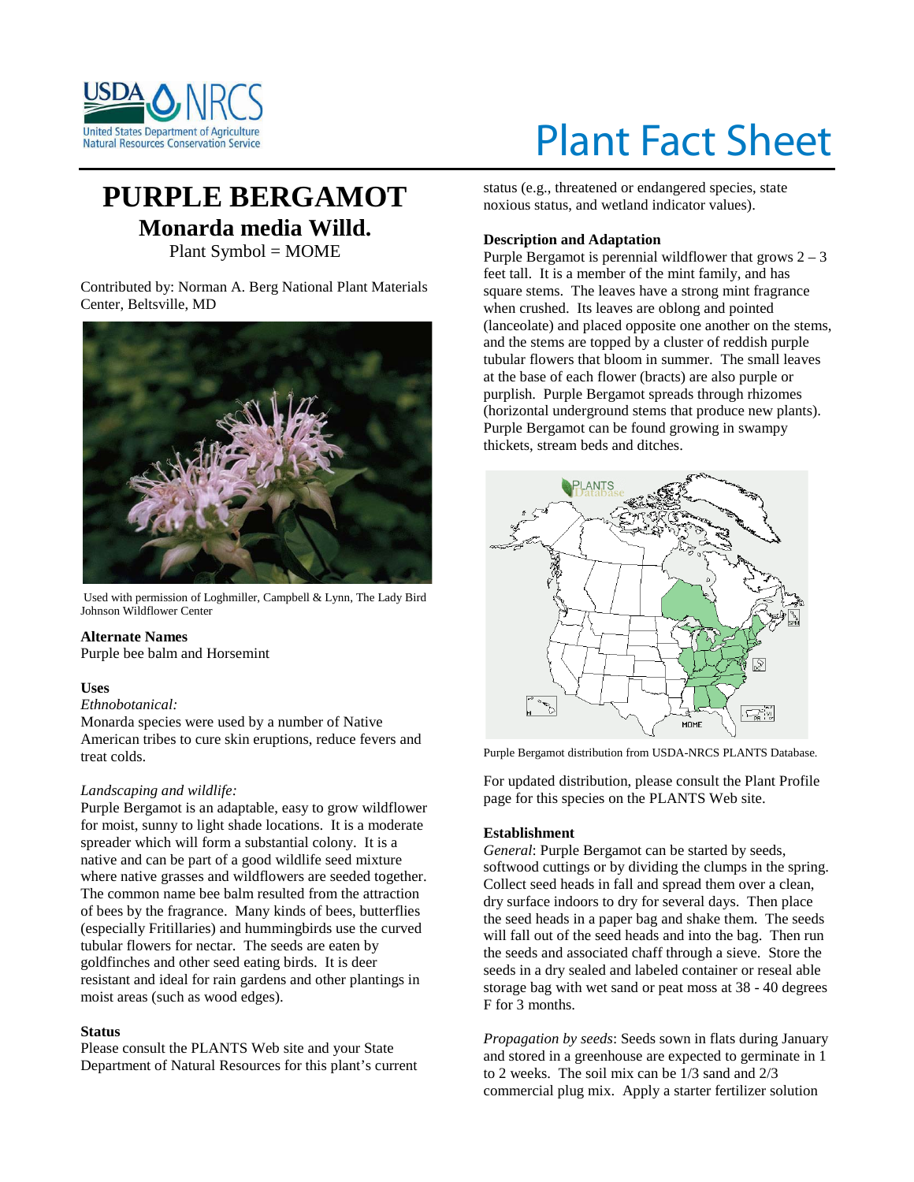# Plant Fact Sheet

# PURPLE BERGAMOT

## Monarda media Willd.

Plant Symbol = MOME

Contributed by: Norman A. Berg National Plant Materials Center, Beltsville, MD

Used with permission of Loghmiller, Campbell & Lynn, The Lady Bird Johnson Wildflower Center

### Alternate Names

Purple bee balm and Horsemint

### Uses

*Ethnobotanical:*
Monarda species were used by a number of Native American tribes to cure skin eruptions, reduce fevers and treat colds.

*Landscaping and wildlife:*
Purple Bergamot is an adaptable, easy to grow wildflower for moist, sunny to light shade locations. It is a moderate spreader which will form a substantial colony. It is a native and can be part of a good wildlife seed mixture where native grasses and wildflowers are seeded together. The common name bee balm resulted from the attraction of bees by the fragrance. Many kinds of bees, butterflies (especially Fritillaries) and hummingbirds use the curved tubular flowers for nectar. The seeds are eaten by goldfinches and other seed eating birds. It is deer resistant and ideal for rain gardens and other plantings in moist areas (such as wood edges).

### Status

Please consult the PLANTS Web site and your State Department of Natural Resources for this plant's current status (e.g., threatened or endangered species, state noxious status, and wetland indicator values).

### Description and Adaptation

Purple Bergamot is perennial wildflower that grows 2 – 3 feet tall. It is a member of the mint family, and has square stems. The leaves have a strong mint fragrance when crushed. Its leaves are oblong and pointed (lanceolate) and placed opposite one another on the stems, and the stems are topped by a cluster of reddish purple tubular flowers that bloom in summer. The small leaves at the base of each flower (bracts) are also purple or purplish. Purple Bergamot spreads through rhizomes (horizontal underground stems that produce new plants). Purple Bergamot can be found growing in swampy thickets, stream beds and ditches.

Purple Bergamot distribution from USDA-NRCS PLANTS Database.

For updated distribution, please consult the Plant Profile page for this species on the PLANTS Web site.

### Establishment

*General*: Purple Bergamot can be started by seeds, softwood cuttings or by dividing the clumps in the spring. Collect seed heads in fall and spread them over a clean, dry surface indoors to dry for several days. Then place the seed heads in a paper bag and shake them. The seeds will fall out of the seed heads and into the bag. Then run the seeds and associated chaff through a sieve. Store the seeds in a dry sealed and labeled container or reseal able storage bag with wet sand or peat moss at 38 - 40 degrees F for 3 months.

*Propagation by seeds*: Seeds sown in flats during January and stored in a greenhouse are expected to germinate in 1 to 2 weeks. The soil mix can be 1/3 sand and 2/3 commercial plug mix. Apply a starter fertilizer solution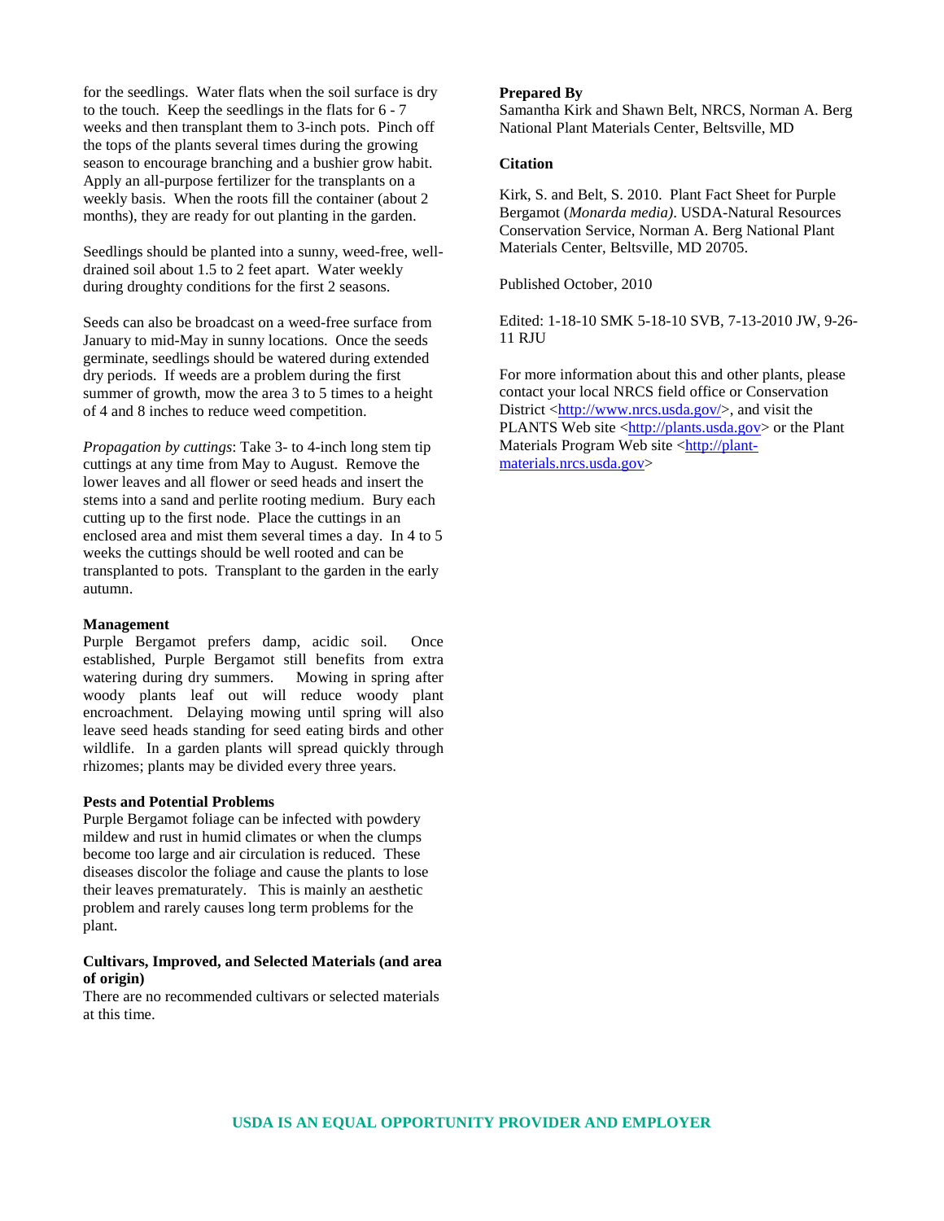for the seedlings. Water flats when the soil surface is dry to the touch. Keep the seedlings in the flats for 6 - 7 weeks and then transplant them to 3-inch pots. Pinch off the tops of the plants several times during the growing season to encourage branching and a bushier grow habit. Apply an all-purpose fertilizer for the transplants on a weekly basis. When the roots fill the container (about 2 months), they are ready for out planting in the garden.

Seedlings should be planted into a sunny, weed-free, well-drained soil about 1.5 to 2 feet apart. Water weekly during droughty conditions for the first 2 seasons.

Seeds can also be broadcast on a weed-free surface from January to mid-May in sunny locations. Once the seeds germinate, seedlings should be watered during extended dry periods. If weeds are a problem during the first summer of growth, mow the area 3 to 5 times to a height of 4 and 8 inches to reduce weed competition.

*Propagation by cuttings*: Take 3- to 4-inch long stem tip cuttings at any time from May to August. Remove the lower leaves and all flower or seed heads and insert the stems into a sand and perlite rooting medium. Bury each cutting up to the first node. Place the cuttings in an enclosed area and mist them several times a day. In 4 to 5 weeks the cuttings should be well rooted and can be transplanted to pots. Transplant to the garden in the early autumn.

**Management**

Purple Bergamot prefers damp, acidic soil. Once established, Purple Bergamot still benefits from extra watering during dry summers. Mowing in spring after woody plants leaf out will reduce woody plant encroachment. Delaying mowing until spring will also leave seed heads standing for seed eating birds and other wildlife. In a garden plants will spread quickly through rhizomes; plants may be divided every three years.

**Pests and Potential Problems**

Purple Bergamot foliage can be infected with powdery mildew and rust in humid climates or when the clumps become too large and air circulation is reduced. These diseases discolor the foliage and cause the plants to lose their leaves prematurely. This is mainly an aesthetic problem and rarely causes long term problems for the plant.

**Cultivars, Improved, and Selected Materials (and area of origin)**

There are no recommended cultivars or selected materials at this time.

**Prepared By**

Samantha Kirk and Shawn Belt, NRCS, Norman A. Berg National Plant Materials Center, Beltsville, MD

**Citation**

Kirk, S. and Belt, S. 2010. Plant Fact Sheet for Purple Bergamot (*Monarda media)*. USDA-Natural Resources Conservation Service, Norman A. Berg National Plant Materials Center, Beltsville, MD 20705.

Published October, 2010

Edited: 1-18-10 SMK 5-18-10 SVB, 7-13-2010 JW, 9-26-11 RJU

For more information about this and other plants, please contact your local NRCS field office or Conservation District <http://www.nrcs.usda.gov/>, and visit the PLANTS Web site <http://plants.usda.gov> or the Plant Materials Program Web site <http://plant-materials.nrcs.usda.gov>

**USDA IS AN EQUAL OPPORTUNITY PROVIDER AND EMPLOYER**